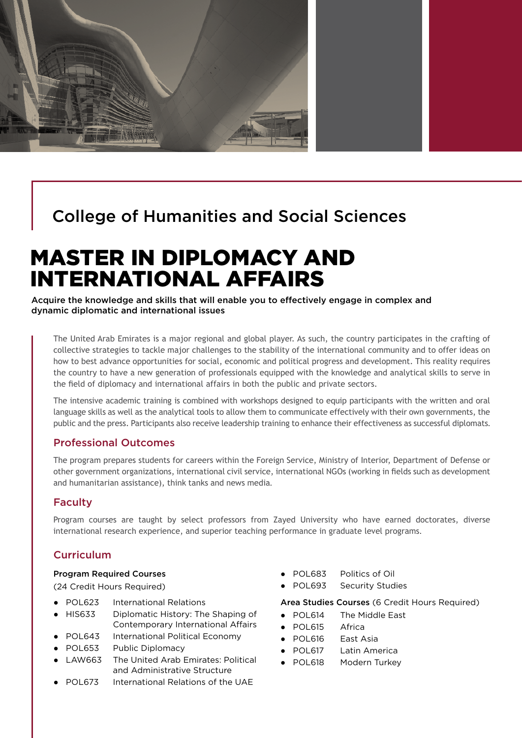## College of Humanities and Social Sciences

# MASTER IN DIPLOMACY AND INTERNATIONAL AFFAIRS

**Acquire the knowledge and skills that will enable you to effectively engage in complex and dynamic diplomatic and international issues**

The United Arab Emirates is a major regional and global player. As such, the country participates in the crafting of collective strategies to tackle major challenges to the stability of the international community and to offer ideas on how to best advance opportunities for social, economic and political progress and development. This reality requires the country to have a new generation of professionals equipped with the knowledge and analytical skills to serve in the field of diplomacy and international affairs in both the public and private sectors.

The intensive academic training is combined with workshops designed to equip participants with the written and oral language skills as well as the analytical tools to allow them to communicate effectively with their own governments, the public and the press. Participants also receive leadership training to enhance their effectiveness as successful diplomats.

### Professional Outcomes

The program prepares students for careers within the Foreign Service, Ministry of Interior, Department of Defense or other government organizations, international civil service, international NGOs (working in fields such as development and humanitarian assistance), think tanks and news media.

### Faculty

Program courses are taught by select professors from Zayed University who have earned doctorates, diverse international research experience, and superior teaching performance in graduate level programs.

### Curriculum

**Program Required Courses**
(24 Credit Hours Required)

- POL623 International Relations
- HIS633 Diplomatic History: The Shaping of Contemporary International Affairs
- POL643 International Political Economy
- POL653 Public Diplomacy
- LAW663 The United Arab Emirates: Political and Administrative Structure
- POL673 International Relations of the UAE
- POL683 Politics of Oil
- POL693 Security Studies

**Area Studies Courses** (6 Credit Hours Required)

- POL614 The Middle East
- POL615 Africa
- POL616 East Asia
- POL617 Latin America
- POL618 Modern Turkey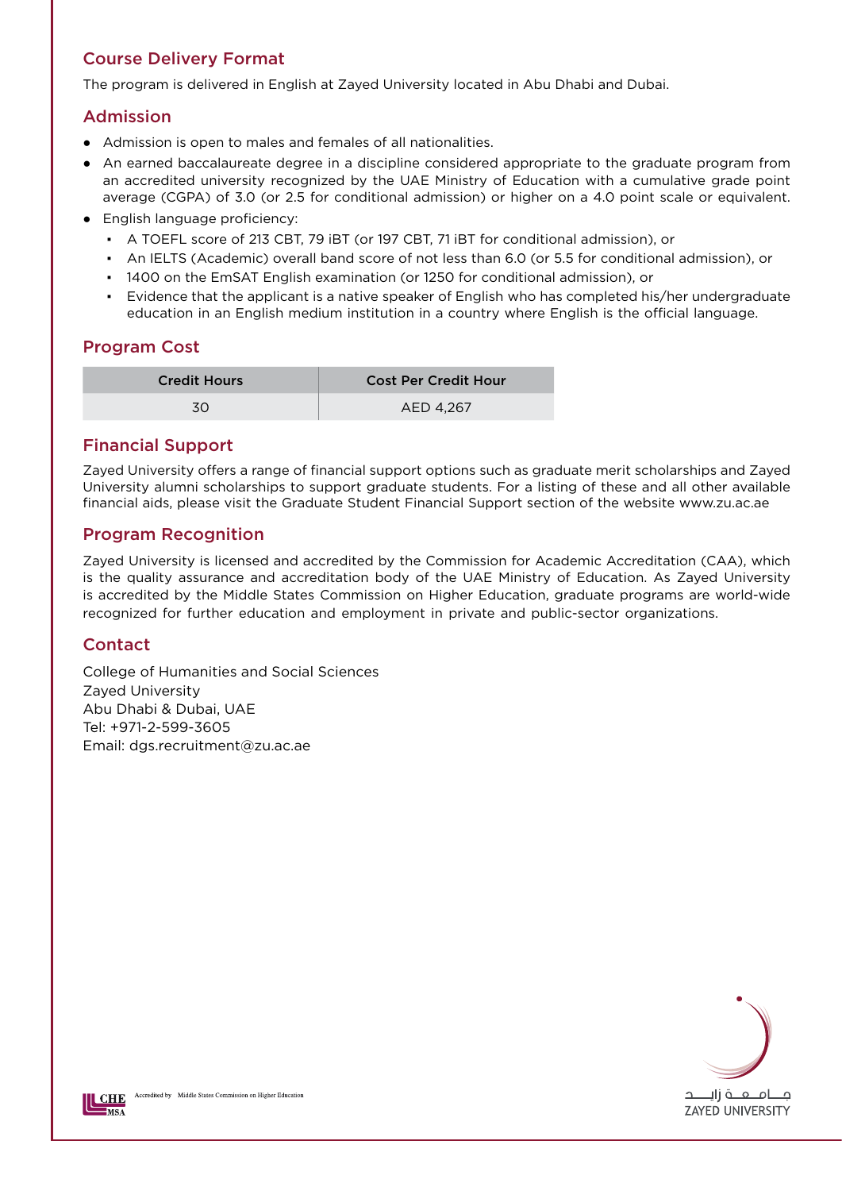## Course Delivery Format

The program is delivered in English at Zayed University located in Abu Dhabi and Dubai.

## Admission

- Admission is open to males and females of all nationalities.
- An earned baccalaureate degree in a discipline considered appropriate to the graduate program from an accredited university recognized by the UAE Ministry of Education with a cumulative grade point average (CGPA) of 3.0 (or 2.5 for conditional admission) or higher on a 4.0 point scale or equivalent.
- English language proficiency:
  - A TOEFL score of 213 CBT, 79 iBT (or 197 CBT, 71 iBT for conditional admission), or
  - An IELTS (Academic) overall band score of not less than 6.0 (or 5.5 for conditional admission), or
  - 1400 on the EmSAT English examination (or 1250 for conditional admission), or
  - Evidence that the applicant is a native speaker of English who has completed his/her undergraduate education in an English medium institution in a country where English is the official language.

## Program Cost

| Credit Hours | Cost Per Credit Hour |
| --- | --- |
| 30 | AED 4,267 |

## Financial Support

Zayed University offers a range of financial support options such as graduate merit scholarships and Zayed University alumni scholarships to support graduate students. For a listing of these and all other available financial aids, please visit the Graduate Student Financial Support section of the website www.zu.ac.ae

## Program Recognition

Zayed University is licensed and accredited by the Commission for Academic Accreditation (CAA), which is the quality assurance and accreditation body of the UAE Ministry of Education. As Zayed University is accredited by the Middle States Commission on Higher Education, graduate programs are world-wide recognized for further education and employment in private and public-sector organizations.

## Contact

College of Humanities and Social Sciences
Zayed University
Abu Dhabi & Dubai, UAE
Tel: +971-2-599-3605
Email: dgs.recruitment@zu.ac.ae

CHE MSA Accredited by Middle States Commission on Higher Education

جـــامـعـــة زايـــد
ZAYED UNIVERSITY